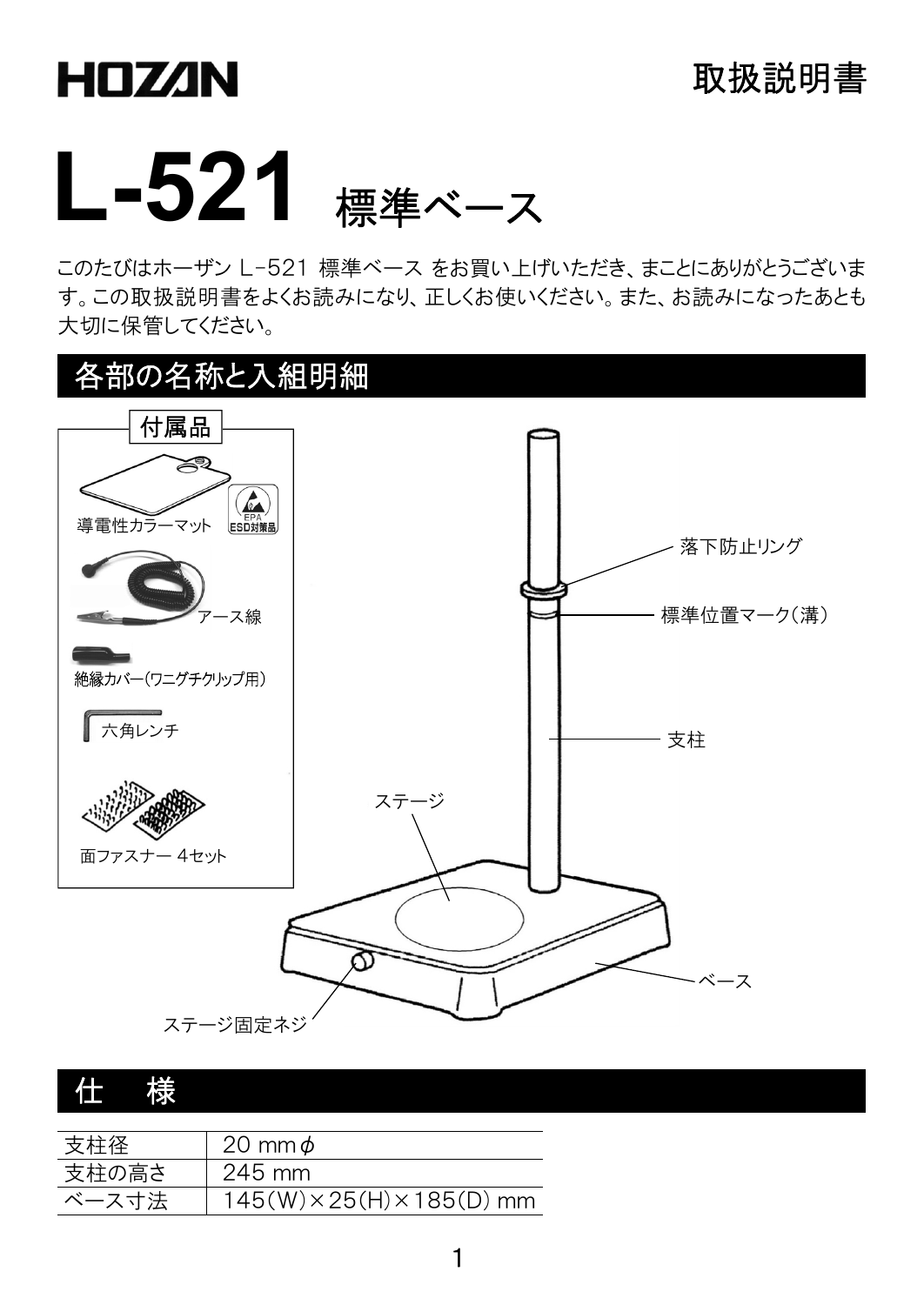HOZAN

取扱説明書

# L-521 標準ベース

このたびはホーザン L-521 標準ベース をお買い上げいただき、まことにありがとうございます。この取扱説明書をよくお読みになり、正しくお使いください。また、お読みになったあとも大切に保管してください。

## 各部の名称と入組明細

付属品

- 導電性カラーマット
- アース線
- 絶縁カバー(ワニグチクリップ用)
- 六角レンチ
- 面ファスナー 4セット

落下防止リング

標準位置マーク(溝)

支柱

ステージ

ベース

ステージ固定ネジ

## 仕　様

| 支柱径 | 20 mmφ |
|---|---|
| 支柱の高さ | 245 mm |
| ベース寸法 | 145(W)×25(H)×185(D) mm |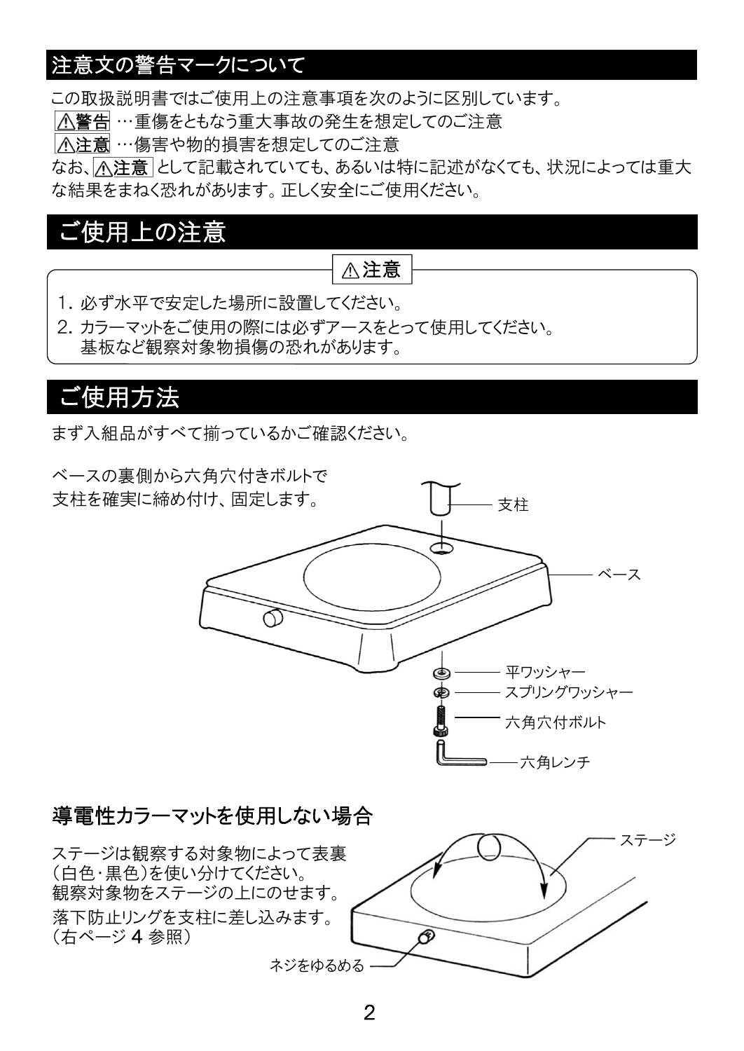## 注意文の警告マークについて

この取扱説明書ではご使用上の注意事項を次のように区別しています。

⚠警告 …重傷をともなう重大事故の発生を想定してのご注意

⚠注意 …傷害や物的損害を想定してのご注意

なお、⚠注意 として記載されていても、あるいは特に記述がなくても、状況によっては重大な結果をまねく恐れがあります。正しく安全にご使用ください。

## ご使用上の注意

⚠注意

1. 必ず水平で安定した場所に設置してください。
2. カラーマットをご使用の際には必ずアースをとって使用してください。
   基板など観察対象物損傷の恐れがあります。

## ご使用方法

まず入組品がすべて揃っているかご確認ください。

ベースの裏側から六角穴付きボルトで支柱を確実に締め付け、固定します。

支柱
ベース
平ワッシャー
スプリングワッシャー
六角穴付ボルト
六角レンチ

### 導電性カラーマットを使用しない場合

ステージは観察する対象物によって表裏（白色・黒色）を使い分けてください。
観察対象物をステージの上にのせます。
落下防止リングを支柱に差し込みます。
（右ページ 4 参照）

ステージ
ネジをゆるめる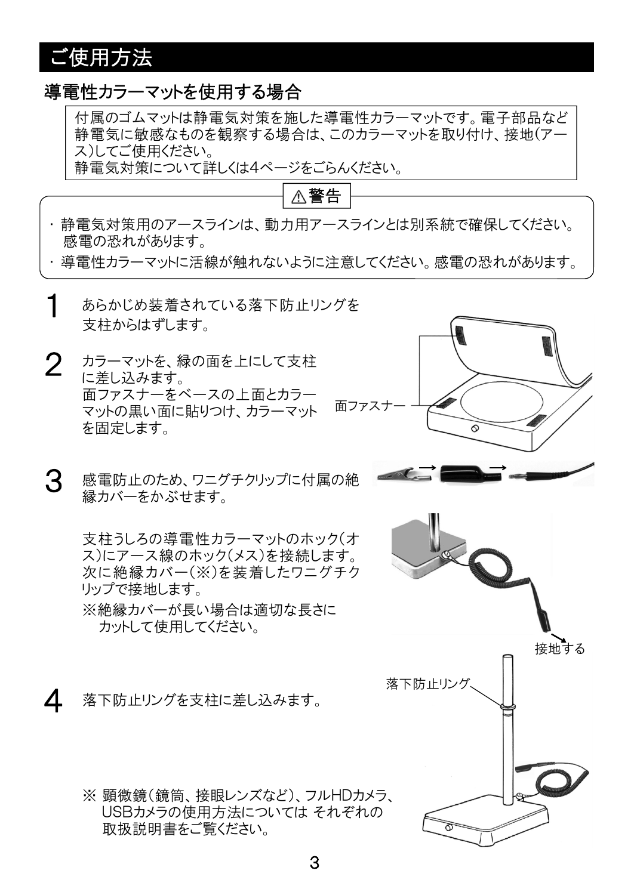# ご使用方法

## 導電性カラーマットを使用する場合

付属のゴムマットは静電気対策を施した導電性カラーマットです。電子部品など静電気に敏感なものを観察する場合は、このカラーマットを取り付け、接地(アース)してご使用ください。
静電気対策について詳しくは4ページをごらんください。

**⚠警告**

- 静電気対策用のアースラインは、動力用アースラインとは別系統で確保してください。感電の恐れがあります。
- 導電性カラーマットに活線が触れないように注意してください。感電の恐れがあります。

**1** あらかじめ装着されている落下防止リングを支柱からはずします。

**2** カラーマットを、緑の面を上にして支柱に差し込みます。
面ファスナーをベースの上面とカラーマットの黒い面に貼りつけ、カラーマットを固定します。

面ファスナー

**3** 感電防止のため、ワニグチクリップに付属の絶縁カバーをかぶせます。

支柱うしろの導電性カラーマットのホック(オス)にアース線のホック(メス)を接続します。次に絶縁カバー(※)を装着したワニグチクリップで接地します。
※絶縁カバーが長い場合は適切な長さにカットして使用してください。

接地する

**4** 落下防止リングを支柱に差し込みます。

落下防止リング

※ 顕微鏡(鏡筒、接眼レンズなど)、フルHDカメラ、USBカメラの使用方法については それぞれの取扱説明書をご覧ください。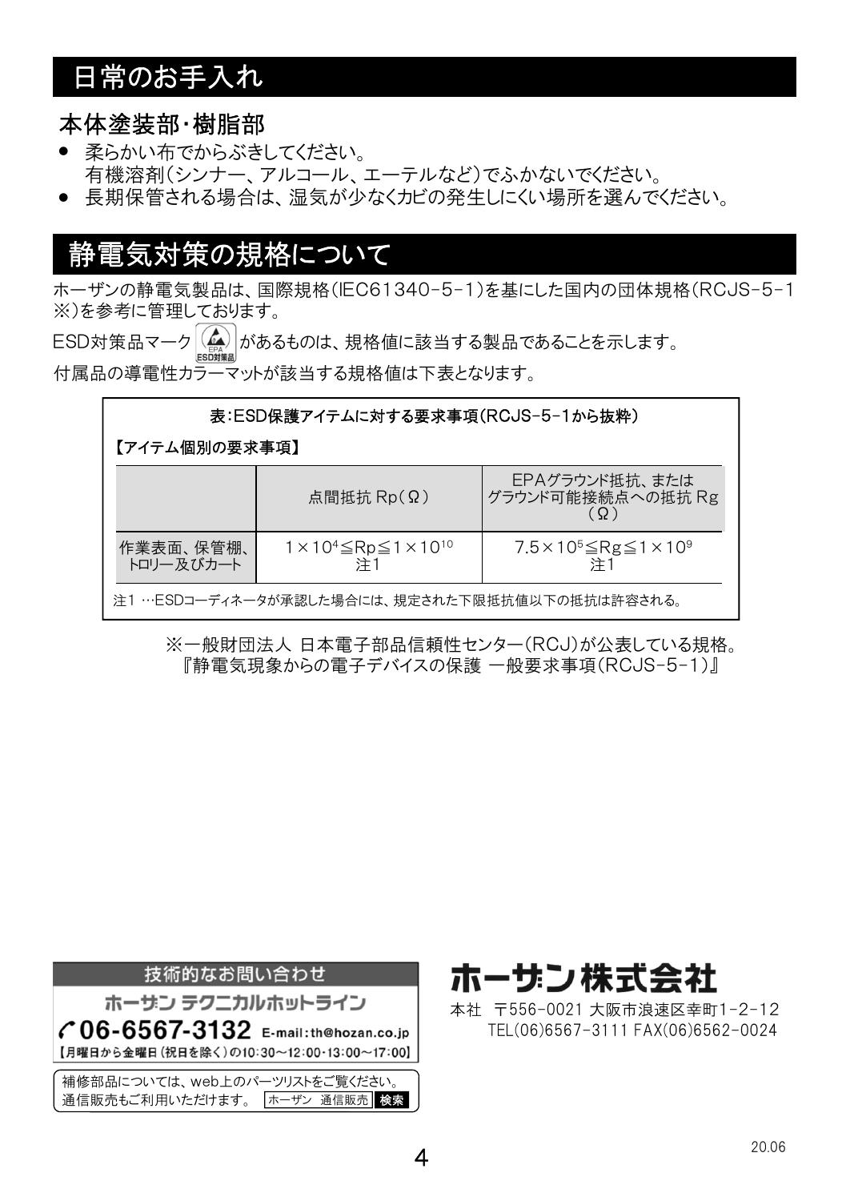# 日常のお手入れ

## 本体塗装部・樹脂部

- 柔らかい布でからぶきしてください。
  有機溶剤(シンナー、アルコール、エーテルなど)でふかないでください。
- 長期保管される場合は、湿気が少なくカビの発生しにくい場所を選んでください。

# 静電気対策の規格について

ホーザンの静電気製品は、国際規格(IEC61340-5-1)を基にした国内の団体規格(RCJS-5-1※)を参考に管理しております。

ESD対策品マーク があるものは、規格値に該当する製品であることを示します。

付属品の導電性カラーマットが該当する規格値は下表となります。

**表:ESD保護アイテムに対する要求事項(RCJS-5-1から抜粋)**

**【アイテム個別の要求事項】**

| | 点間抵抗 Rp(Ω) | EPAグラウンド抵抗、またはグラウンド可能接続点への抵抗 Rg(Ω) |
|---|---|---|
| 作業表面、保管棚、トロリー及びカート | $1 \times 10^4 \leqq Rp \leqq 1 \times 10^{10}$ 注1 | $7.5 \times 10^5 \leqq Rg \leqq 1 \times 10^9$ 注1 |

注1 …ESDコーディネータが承認した場合には、規定された下限抵抗値以下の抵抗は許容される。

※一般財団法人 日本電子部品信頼性センター(RCJ)が公表している規格。
『静電気現象からの電子デバイスの保護 一般要求事項(RCJS-5-1)』

技術的なお問い合わせ
ホーザン テクニカルホットライン
06-6567-3132 E-mail:th@hozan.co.jp
【月曜日から金曜日(祝日を除く)の10:30～12:00・13:00～17:00】

補修部品については、web上のパーツリストをご覧ください。
通信販売もご利用いただけます。 ホーザン 通信販売 検索

**ホーザン株式会社**

本社 〒556-0021 大阪市浪速区幸町1-2-12
TEL(06)6567-3111 FAX(06)6562-0024

20.06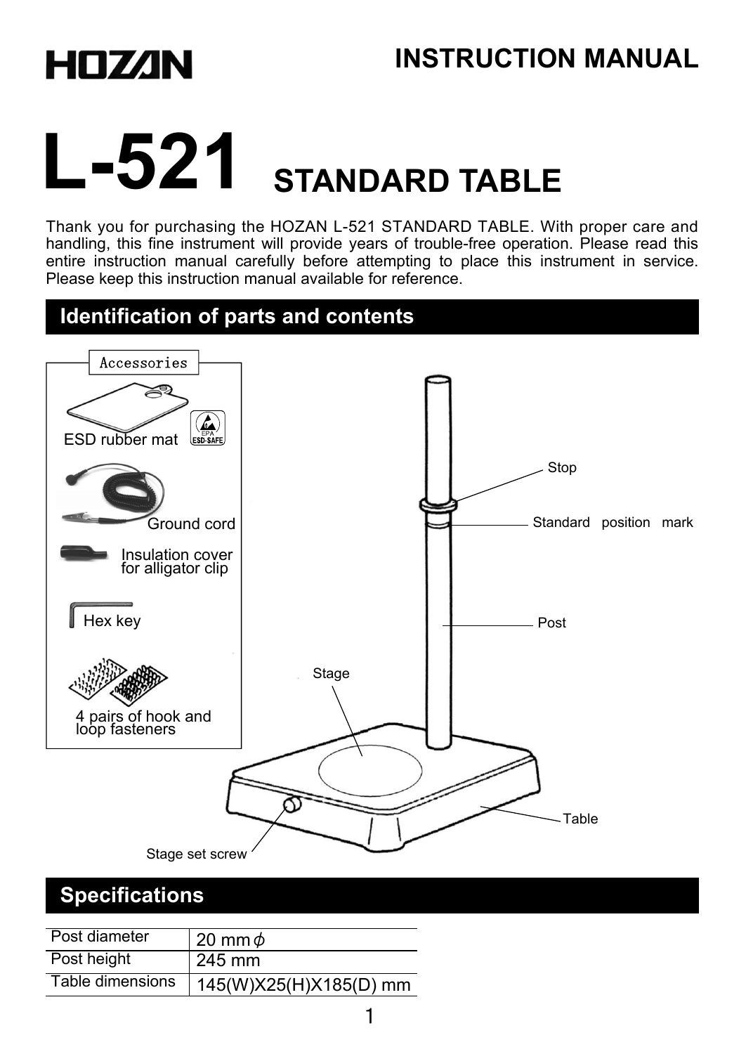HOZAN

# INSTRUCTION MANUAL

# L-521 STANDARD TABLE

Thank you for purchasing the HOZAN L-521 STANDARD TABLE. With proper care and handling, this fine instrument will provide years of trouble-free operation. Please read this entire instruction manual carefully before attempting to place this instrument in service. Please keep this instruction manual available for reference.

## Identification of parts and contents

Accessories

- ESD rubber mat
- Ground cord
- Insulation cover for alligator clip
- Hex key
- 4 pairs of hook and loop fasteners

Stop

Standard position mark

Post

Stage

Table

Stage set screw

## Specifications

| Post diameter | 20 mm $\phi$ |
|---|---|
| Post height | 245 mm |
| Table dimensions | 145(W)X25(H)X185(D) mm |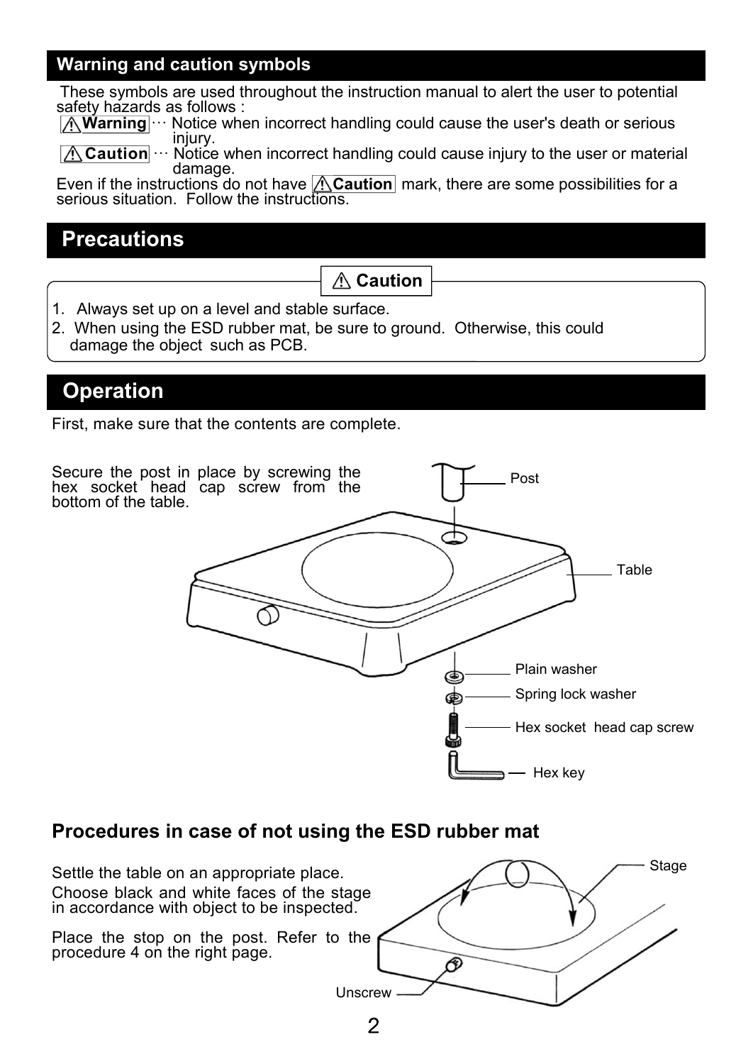## Warning and caution symbols

These symbols are used throughout the instruction manual to alert the user to potential safety hazards as follows :

⚠**Warning** ··· Notice when incorrect handling could cause the user's death or serious injury.

⚠**Caution** ··· Notice when incorrect handling could cause injury to the user or material damage.

Even if the instructions do not have ⚠**Caution** mark, there are some possibilities for a serious situation. Follow the instructions.

## Precautions

**⚠ Caution**

1. Always set up on a level and stable surface.
2. When using the ESD rubber mat, be sure to ground. Otherwise, this could damage the object such as PCB.

## Operation

First, make sure that the contents are complete.

Secure the post in place by screwing the hex socket head cap screw from the bottom of the table.

Post

Table

Plain washer

Spring lock washer

Hex socket head cap screw

Hex key

### Procedures in case of not using the ESD rubber mat

Settle the table on an appropriate place.

Choose black and white faces of the stage in accordance with object to be inspected.

Place the stop on the post. Refer to the procedure 4 on the right page.

Stage

Unscrew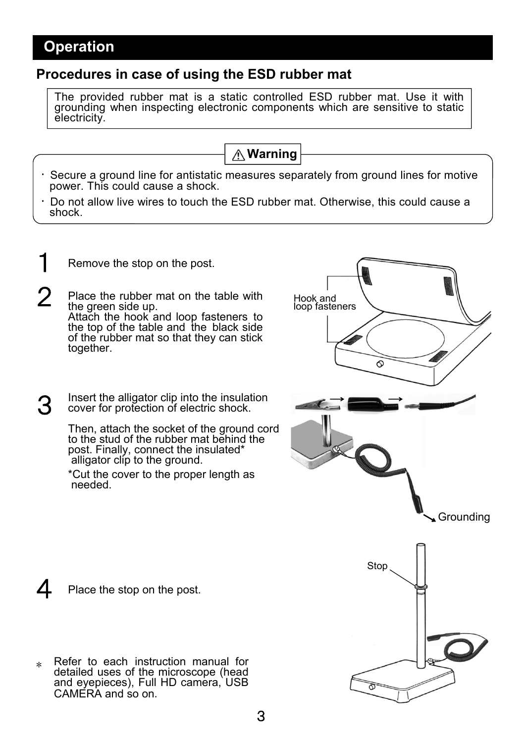## Operation

### Procedures in case of using the ESD rubber mat

The provided rubber mat is a static controlled ESD rubber mat. Use it with grounding when inspecting electronic components which are sensitive to static electricity.

**⚠ Warning**

- Secure a ground line for antistatic measures separately from ground lines for motive power. This could cause a shock.
- Do not allow live wires to touch the ESD rubber mat. Otherwise, this could cause a shock.

**1** Remove the stop on the post.

**2** Place the rubber mat on the table with the green side up.
Attach the hook and loop fasteners to the top of the table and the black side of the rubber mat so that they can stick together.

Hook and loop fasteners

**3** Insert the alligator clip into the insulation cover for protection of electric shock.

Then, attach the socket of the ground cord to the stud of the rubber mat behind the post. Finally, connect the insulated* alligator clip to the ground.

*Cut the cover to the proper length as needed.

Grounding

**4** Place the stop on the post.

Stop

\* Refer to each instruction manual for detailed uses of the microscope (head and eyepieces), Full HD camera, USB CAMERA and so on.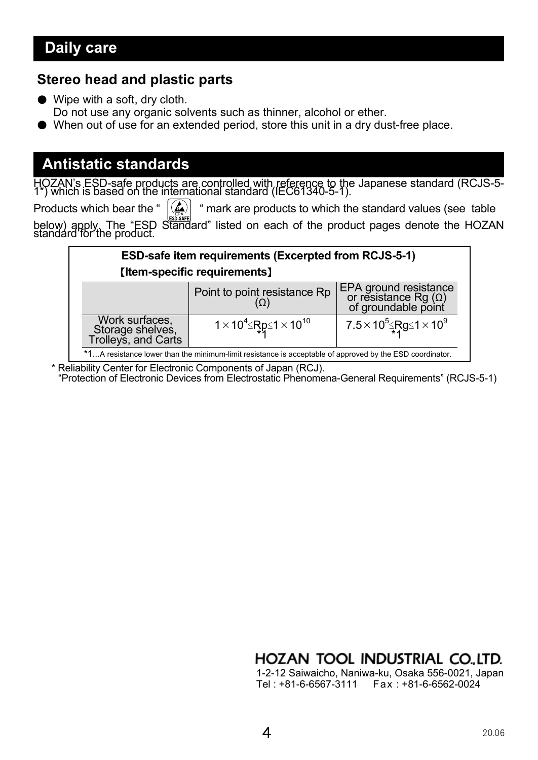## Daily care

### Stereo head and plastic parts

- Wipe with a soft, dry cloth.
  Do not use any organic solvents such as thinner, alcohol or ether.
- When out of use for an extended period, store this unit in a dry dust-free place.

## Antistatic standards

HOZAN's ESD-safe products are controlled with reference to the Japanese standard (RCJS-5-1*) which is based on the international standard (IEC61340-5-1).

Products which bear the " EPA ESD-SAFE " mark are products to which the standard values (see table below) apply. The "ESD Standard" listed on each of the product pages denote the HOZAN standard for the product.

**ESD-safe item requirements (Excerpted from RCJS-5-1)**

**【Item-specific requirements】**

| | Point to point resistance Rp (Ω) | EPA ground resistance or resistance Rg (Ω) of groundable point |
|---|---|---|
| Work surfaces, Storage shelves, Trolleys, and Carts | $1 \times 10^4 \leq Rp \leq 1 \times 10^{10}$ *1 | $7.5 \times 10^5 \leq Rg \leq 1 \times 10^9$ *1 |

*1...A resistance lower than the minimum-limit resistance is acceptable of approved by the ESD coordinator.

\* Reliability Center for Electronic Components of Japan (RCJ).
"Protection of Electronic Devices from Electrostatic Phenomena-General Requirements" (RCJS-5-1)

**HOZAN TOOL INDUSTRIAL CO.,LTD.**
1-2-12 Saiwaicho, Naniwa-ku, Osaka 556-0021, Japan
Tel : +81-6-6567-3111 Fax : +81-6-6562-0024

20.06